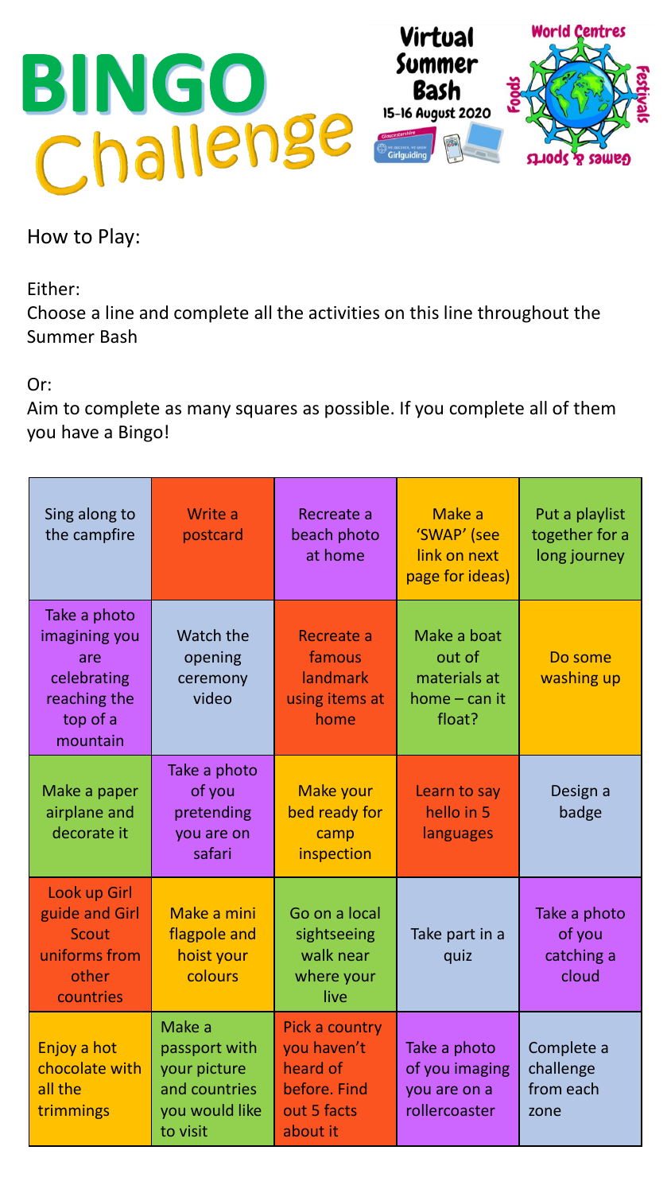# BINGO Challenge

Virtual Summer Bash

15-16 August 2020

World Centres

Foods

Festivals

Games & Sports

How to Play:

Either:
Choose a line and complete all the activities on this line throughout the Summer Bash

Or:
Aim to complete as many squares as possible. If you complete all of them you have a Bingo!

| | | | | |
|---|---|---|---|---|
| Sing along to the campfire | Write a postcard | Recreate a beach photo at home | Make a 'SWAP' (see link on next page for ideas) | Put a playlist together for a long journey |
| Take a photo imagining you are celebrating reaching the top of a mountain | Watch the opening ceremony video | Recreate a famous landmark using items at home | Make a boat out of materials at home – can it float? | Do some washing up |
| Make a paper airplane and decorate it | Take a photo of you pretending you are on safari | Make your bed ready for camp inspection | Learn to say hello in 5 languages | Design a badge |
| Look up Girl guide and Girl Scout uniforms from other countries | Make a mini flagpole and hoist your colours | Go on a local sightseeing walk near where your live | Take part in a quiz | Take a photo of you catching a cloud |
| Enjoy a hot chocolate with all the trimmings | Make a passport with your picture and countries you would like to visit | Pick a country you haven't heard of before. Find out 5 facts about it | Take a photo of you imaging you are on a rollercoaster | Complete a challenge from each zone |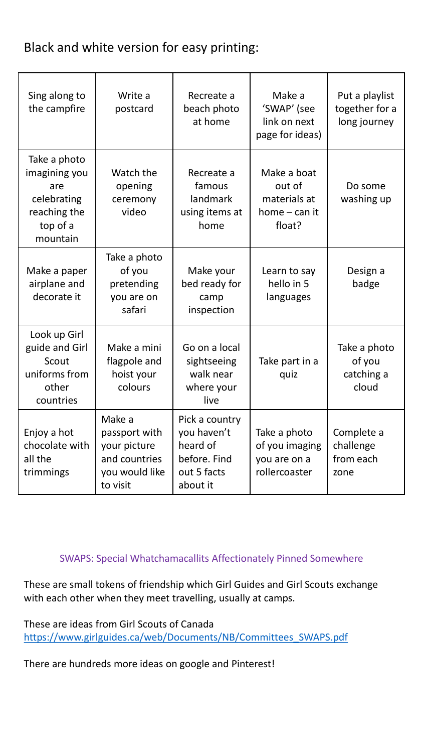Black and white version for easy printing:

| | | | | |
|---|---|---|---|---|
| Sing along to the campfire | Write a postcard | Recreate a beach photo at home | Make a 'SWAP' (see link on next page for ideas) | Put a playlist together for a long journey |
| Take a photo imagining you are celebrating reaching the top of a mountain | Watch the opening ceremony video | Recreate a famous landmark using items at home | Make a boat out of materials at home – can it float? | Do some washing up |
| Make a paper airplane and decorate it | Take a photo of you pretending you are on safari | Make your bed ready for camp inspection | Learn to say hello in 5 languages | Design a badge |
| Look up Girl guide and Girl Scout uniforms from other countries | Make a mini flagpole and hoist your colours | Go on a local sightseeing walk near where your live | Take part in a quiz | Take a photo of you catching a cloud |
| Enjoy a hot chocolate with all the trimmings | Make a passport with your picture and countries you would like to visit | Pick a country you haven't heard of before. Find out 5 facts about it | Take a photo of you imaging you are on a rollercoaster | Complete a challenge from each zone |

SWAPS: Special Whatchamacallits Affectionately Pinned Somewhere

These are small tokens of friendship which Girl Guides and Girl Scouts exchange with each other when they meet travelling, usually at camps.

These are ideas from Girl Scouts of Canada
https://www.girlguides.ca/web/Documents/NB/Committees_SWAPS.pdf

There are hundreds more ideas on google and Pinterest!